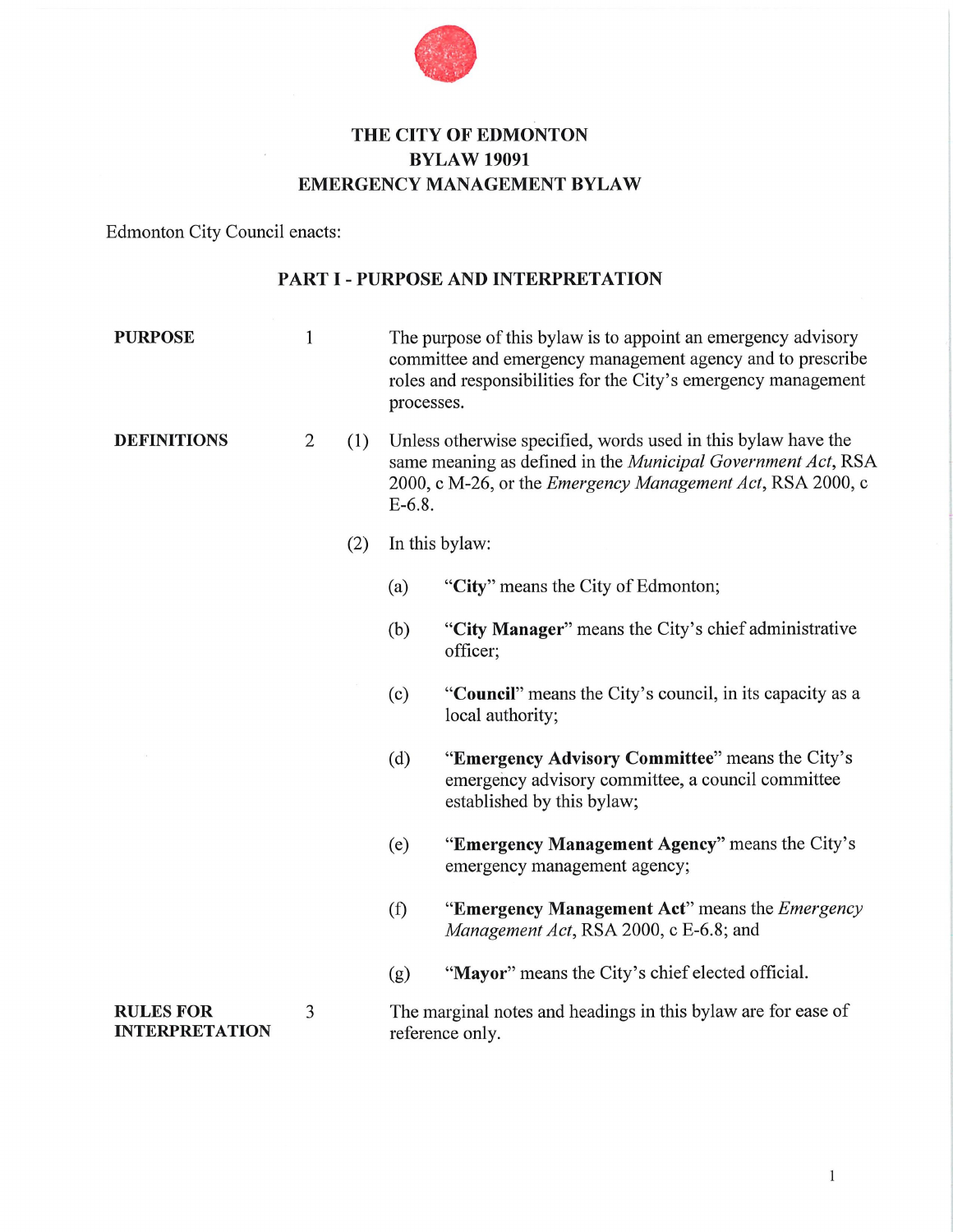# THE CITY OF EDMONTON
# BYLAW 19091
# EMERGENCY MANAGEMENT BYLAW

Edmonton City Council enacts:

## PART I - PURPOSE AND INTERPRETATION

**PURPOSE**

1 The purpose of this bylaw is to appoint an emergency advisory committee and emergency management agency and to prescribe roles and responsibilities for the City's emergency management processes.

**DEFINITIONS**

2 (1) Unless otherwise specified, words used in this bylaw have the same meaning as defined in the *Municipal Government Act*, RSA 2000, c M-26, or the *Emergency Management Act*, RSA 2000, c E-6.8.

(2) In this bylaw:

(a) "**City**" means the City of Edmonton;

(b) "**City Manager**" means the City's chief administrative officer;

(c) "**Council**" means the City's council, in its capacity as a local authority;

(d) "**Emergency Advisory Committee**" means the City's emergency advisory committee, a council committee established by this bylaw;

(e) "**Emergency Management Agency**" means the City's emergency management agency;

(f) "**Emergency Management Act**" means the *Emergency Management Act*, RSA 2000, c E-6.8; and

(g) "**Mayor**" means the City's chief elected official.

**RULES FOR INTERPRETATION**

3 The marginal notes and headings in this bylaw are for ease of reference only.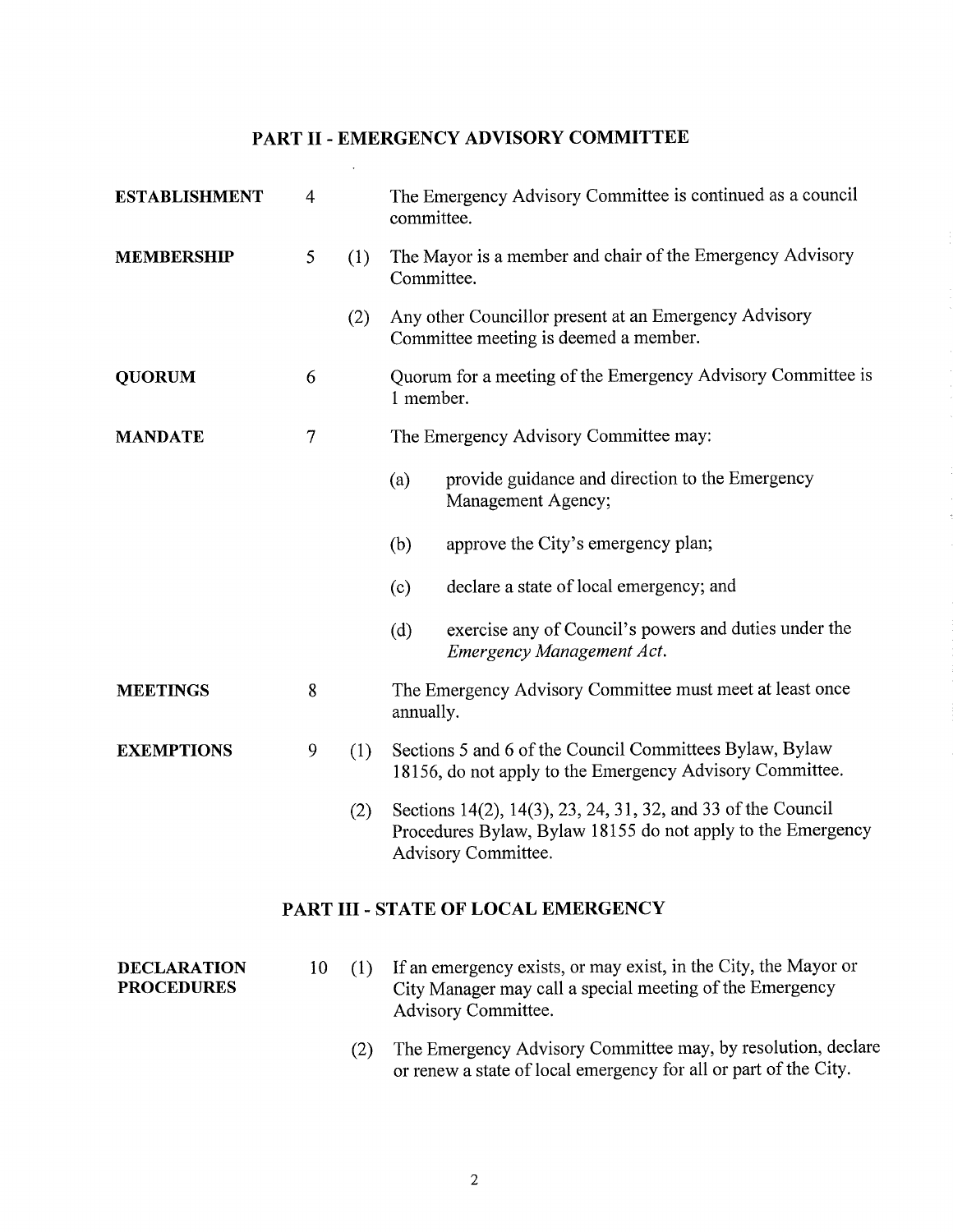## PART II - EMERGENCY ADVISORY COMMITTEE

**ESTABLISHMENT** 4 The Emergency Advisory Committee is continued as a council committee.

**MEMBERSHIP** 5 (1) The Mayor is a member and chair of the Emergency Advisory Committee.

(2) Any other Councillor present at an Emergency Advisory Committee meeting is deemed a member.

**QUORUM** 6 Quorum for a meeting of the Emergency Advisory Committee is 1 member.

**MANDATE** 7 The Emergency Advisory Committee may:

(a) provide guidance and direction to the Emergency Management Agency;

(b) approve the City's emergency plan;

(c) declare a state of local emergency; and

(d) exercise any of Council's powers and duties under the *Emergency Management Act*.

**MEETINGS** 8 The Emergency Advisory Committee must meet at least once annually.

**EXEMPTIONS** 9 (1) Sections 5 and 6 of the Council Committees Bylaw, Bylaw 18156, do not apply to the Emergency Advisory Committee.

(2) Sections 14(2), 14(3), 23, 24, 31, 32, and 33 of the Council Procedures Bylaw, Bylaw 18155 do not apply to the Emergency Advisory Committee.

## PART III - STATE OF LOCAL EMERGENCY

**DECLARATION PROCEDURES** 10 (1) If an emergency exists, or may exist, in the City, the Mayor or City Manager may call a special meeting of the Emergency Advisory Committee.

(2) The Emergency Advisory Committee may, by resolution, declare or renew a state of local emergency for all or part of the City.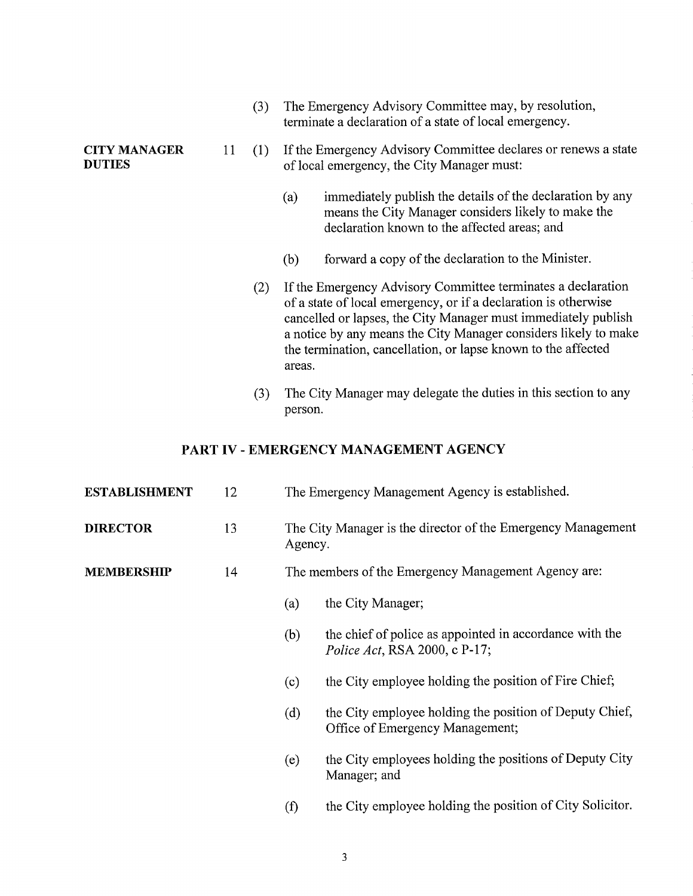(3) The Emergency Advisory Committee may, by resolution, terminate a declaration of a state of local emergency.

**CITY MANAGER DUTIES**

11 (1) If the Emergency Advisory Committee declares or renews a state of local emergency, the City Manager must:

(a) immediately publish the details of the declaration by any means the City Manager considers likely to make the declaration known to the affected areas; and

(b) forward a copy of the declaration to the Minister.

(2) If the Emergency Advisory Committee terminates a declaration of a state of local emergency, or if a declaration is otherwise cancelled or lapses, the City Manager must immediately publish a notice by any means the City Manager considers likely to make the termination, cancellation, or lapse known to the affected areas.

(3) The City Manager may delegate the duties in this section to any person.

## PART IV - EMERGENCY MANAGEMENT AGENCY

**ESTABLISHMENT**

12 The Emergency Management Agency is established.

**DIRECTOR**

13 The City Manager is the director of the Emergency Management Agency.

**MEMBERSHIP**

14 The members of the Emergency Management Agency are:

(a) the City Manager;

(b) the chief of police as appointed in accordance with the *Police Act*, RSA 2000, c P-17;

(c) the City employee holding the position of Fire Chief;

(d) the City employee holding the position of Deputy Chief, Office of Emergency Management;

(e) the City employees holding the positions of Deputy City Manager; and

(f) the City employee holding the position of City Solicitor.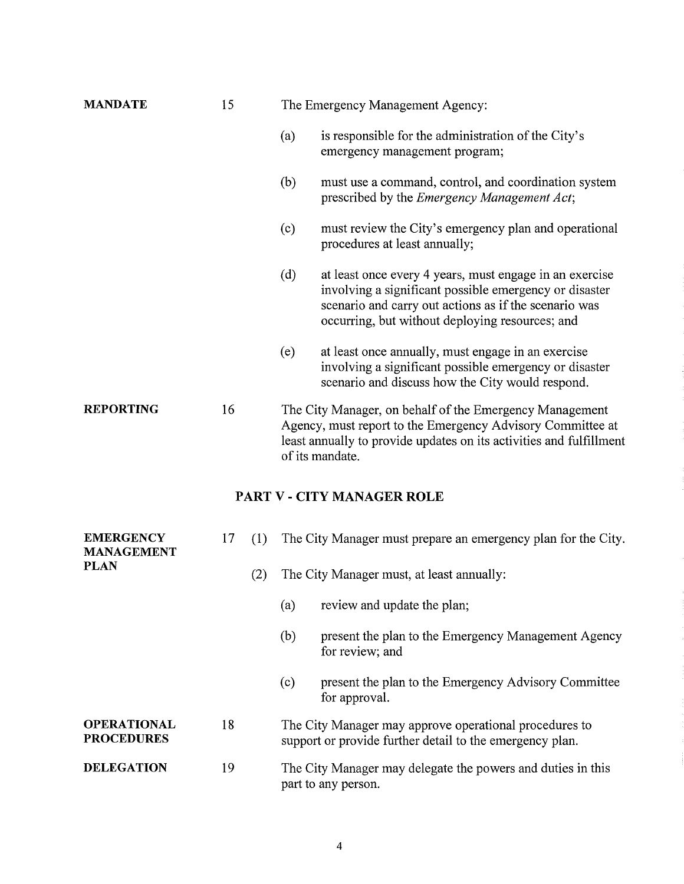**MANDATE**

15 The Emergency Management Agency:

(a) is responsible for the administration of the City's emergency management program;

(b) must use a command, control, and coordination system prescribed by the *Emergency Management Act*;

(c) must review the City's emergency plan and operational procedures at least annually;

(d) at least once every 4 years, must engage in an exercise involving a significant possible emergency or disaster scenario and carry out actions as if the scenario was occurring, but without deploying resources; and

(e) at least once annually, must engage in an exercise involving a significant possible emergency or disaster scenario and discuss how the City would respond.

**REPORTING**

16 The City Manager, on behalf of the Emergency Management Agency, must report to the Emergency Advisory Committee at least annually to provide updates on its activities and fulfillment of its mandate.

## PART V - CITY MANAGER ROLE

**EMERGENCY MANAGEMENT PLAN**

17 (1) The City Manager must prepare an emergency plan for the City.

(2) The City Manager must, at least annually:

(a) review and update the plan;

(b) present the plan to the Emergency Management Agency for review; and

(c) present the plan to the Emergency Advisory Committee for approval.

**OPERATIONAL PROCEDURES**

18 The City Manager may approve operational procedures to support or provide further detail to the emergency plan.

**DELEGATION**

19 The City Manager may delegate the powers and duties in this part to any person.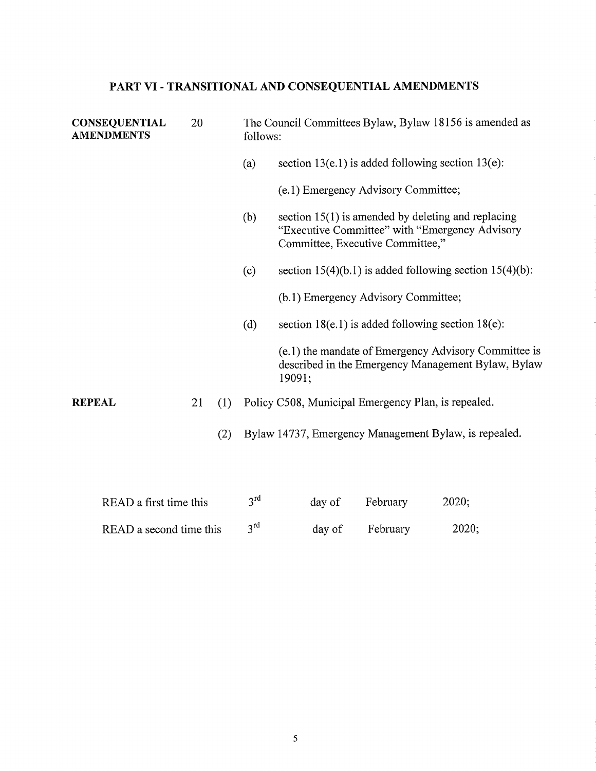## PART VI - TRANSITIONAL AND CONSEQUENTIAL AMENDMENTS

**CONSEQUENTIAL AMENDMENTS**

20 The Council Committees Bylaw, Bylaw 18156 is amended as follows:

(a) section 13(e.1) is added following section 13(e):

(e.1) Emergency Advisory Committee;

(b) section 15(1) is amended by deleting and replacing "Executive Committee" with "Emergency Advisory Committee, Executive Committee,"

(c) section 15(4)(b.1) is added following section 15(4)(b):

(b.1) Emergency Advisory Committee;

(d) section 18(e.1) is added following section 18(e):

(e.1) the mandate of Emergency Advisory Committee is described in the Emergency Management Bylaw, Bylaw 19091;

**REPEAL**

21 (1) Policy C508, Municipal Emergency Plan, is repealed.

(2) Bylaw 14737, Emergency Management Bylaw, is repealed.

| | | | | |
|---|---|---|---|---|
| READ a first time this | 3rd | day of | February | 2020; |
| READ a second time this | 3rd | day of | February | 2020; |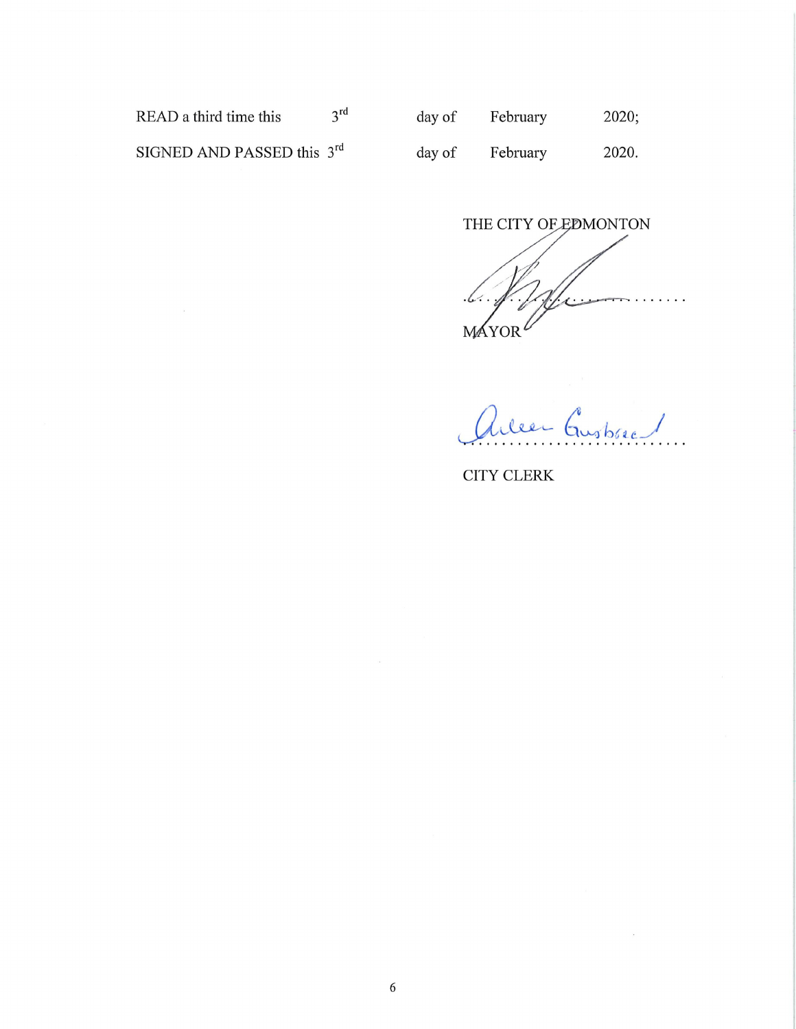| | | | | |
|---|---|---|---|---|
| READ a third time this | 3rd | day of | February | 2020; |
| SIGNED AND PASSED this | 3rd | day of | February | 2020. |

THE CITY OF EDMONTON

..............................

MAYOR

..............................

CITY CLERK